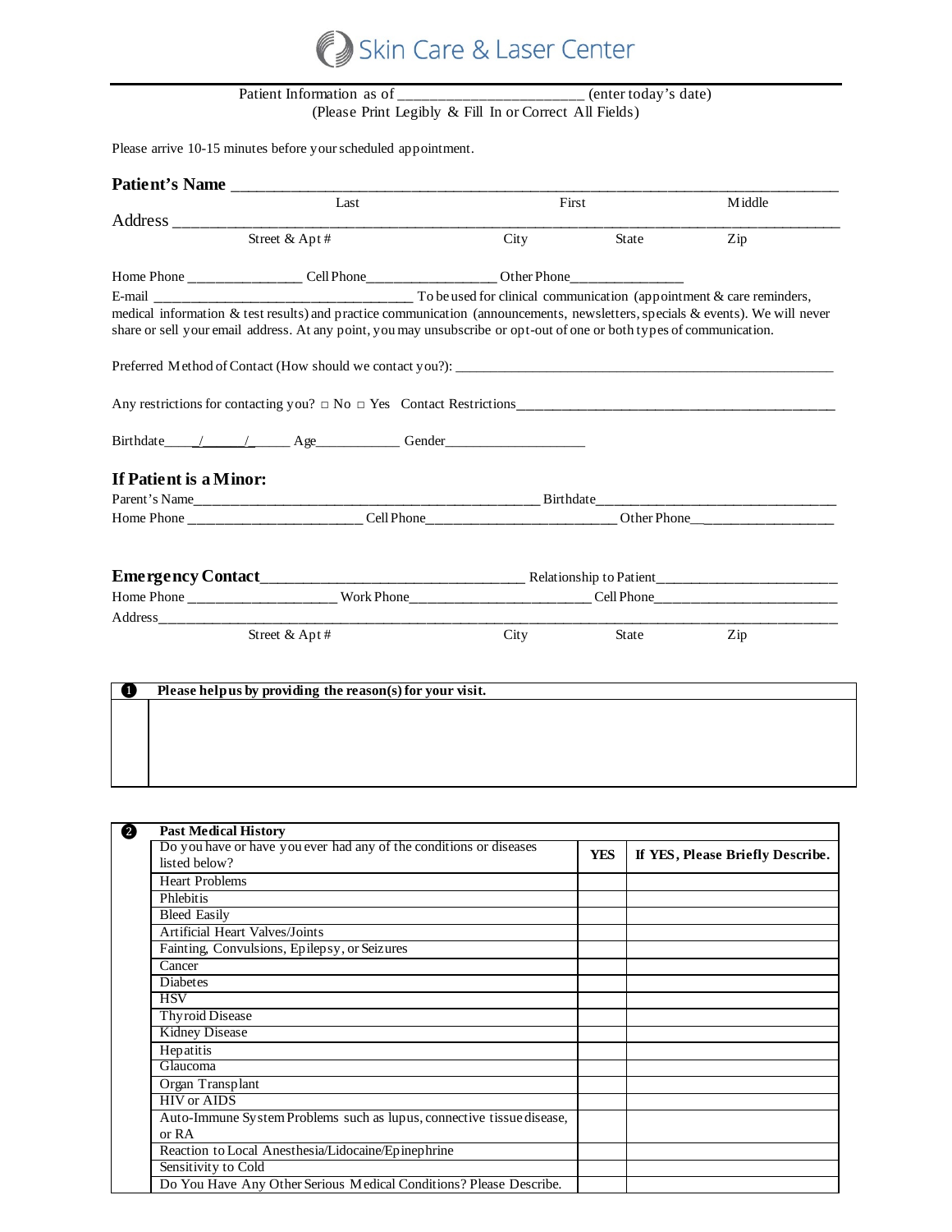# Skin Care & Laser Center

Patient Information as of _______________________ (enter today's date)
(Please Print Legibly & Fill In or Correct All Fields)

Please arrive 10-15 minutes before your scheduled appointment.

**Patient's Name** ___________________________________________________________________________

Last First Middle

Address ______________________________________________________________________________

Street & Apt # City State Zip

Home Phone ________________ Cell Phone__________________ Other Phone________________

E-mail ____________________________________ To be used for clinical communication (appointment & care reminders, medical information & test results) and practice communication (announcements, newsletters, specials & events). We will never share or sell your email address. At any point, you may unsubscribe or opt-out of one or both types of communication.

Preferred Method of Contact (How should we contact you?): ______________________________________________

Any restrictions for contacting you? □ No □ Yes Contact Restrictions_____________________________________________

Birthdate____/______/______ Age____________ Gender____________________

## If Patient is a Minor:

Parent's Name_________________________________________________ Birthdate__________________________________

Home Phone ________________________ Cell Phone__________________________ Other Phone___________________

**Emergency Contact**_________________________________ Relationship to Patient________________________

Home Phone ____________________ Work Phone_________________________ Cell Phone_________________________

Address________________________________________________________________________________________

Street & Apt # City State Zip

| ❶ | **Please help us by providing the reason(s) for your visit.** |
|---|---|
| | |

| ❷ | **Past Medical History** | | |
|---|---|---|---|
| | Do you have or have you ever had any of the conditions or diseases listed below? | **YES** | **If YES, Please Briefly Describe.** |
| | Heart Problems | | |
| | Phlebitis | | |
| | Bleed Easily | | |
| | Artificial Heart Valves/Joints | | |
| | Fainting, Convulsions, Epilepsy, or Seizures | | |
| | Cancer | | |
| | Diabetes | | |
| | HSV | | |
| | Thyroid Disease | | |
| | Kidney Disease | | |
| | Hepatitis | | |
| | Glaucoma | | |
| | Organ Transplant | | |
| | HIV or AIDS | | |
| | Auto-Immune System Problems such as lupus, connective tissue disease, or RA | | |
| | Reaction to Local Anesthesia/Lidocaine/Epinephrine | | |
| | Sensitivity to Cold | | |
| | Do You Have Any Other Serious Medical Conditions? Please Describe. | | |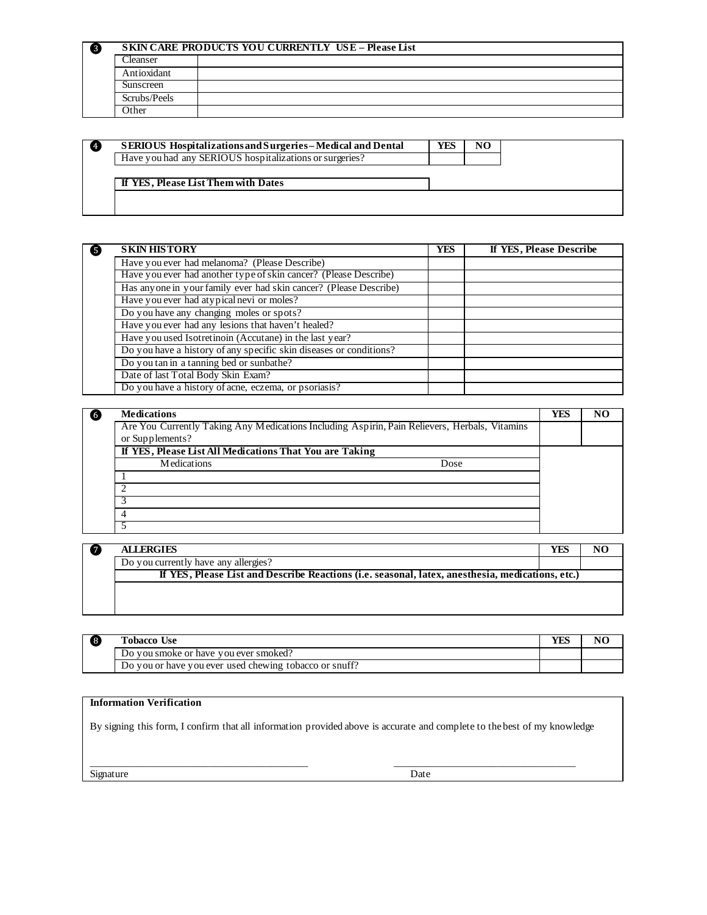| ❸ | SKIN CARE PRODUCTS YOU CURRENTLY USE – Please List | |
|---|---|---|
| | Cleanser | |
| | Antioxidant | |
| | Sunscreen | |
| | Scrubs/Peels | |
| | Other | |

| ❹ | SERIOUS Hospitalizations and Surgeries – Medical and Dental | YES | NO |
|---|---|---|---|
| | Have you had any SERIOUS hospitalizations or surgeries? | | |
| | **If YES, Please List Them with Dates** | | |
| | | | |

| ❺ | SKIN HISTORY | YES | If YES, Please Describe |
|---|---|---|---|
| | Have you ever had melanoma? (Please Describe) | | |
| | Have you ever had another type of skin cancer? (Please Describe) | | |
| | Has anyone in your family ever had skin cancer? (Please Describe) | | |
| | Have you ever had atypical nevi or moles? | | |
| | Do you have any changing moles or spots? | | |
| | Have you ever had any lesions that haven't healed? | | |
| | Have you used Isotretinoin (Accutane) in the last year? | | |
| | Do you have a history of any specific skin diseases or conditions? | | |
| | Do you tan in a tanning bed or sunbathe? | | |
| | Date of last Total Body Skin Exam? | | |
| | Do you have a history of acne, eczema, or psoriasis? | | |

| ❻ | Medications | | YES | NO |
|---|---|---|---|---|
| | Are You Currently Taking Any Medications Including Aspirin, Pain Relievers, Herbals, Vitamins or Supplements? | | | |
| | **If YES, Please List All Medications That You are Taking** | | | |
| | Medications | Dose | | |
| | 1 | | | |
| | 2 | | | |
| | 3 | | | |
| | 4 | | | |
| | 5 | | | |

| ❼ | ALLERGIES | YES | NO |
|---|---|---|---|
| | Do you currently have any allergies? | | |
| | **If YES, Please List and Describe Reactions (i.e. seasonal, latex, anesthesia, medications, etc.)** | | |
| | | | |

| ❽ | Tobacco Use | YES | NO |
|---|---|---|---|
| | Do you smoke or have you ever smoked? | | |
| | Do you or have you ever used chewing tobacco or snuff? | | |

**Information Verification**

By signing this form, I confirm that all information provided above is accurate and complete to the best of my knowledge

\_\_\_\_\_\_\_\_\_\_\_\_\_\_\_\_\_\_\_\_\_\_\_\_\_\_\_\_\_\_\_\_\_\_\_\_\_\_\_\_ \_\_\_\_\_\_\_\_\_\_\_\_\_\_\_\_\_\_\_\_\_\_\_\_\_\_\_\_\_\_\_\_\_\_

Signature Date